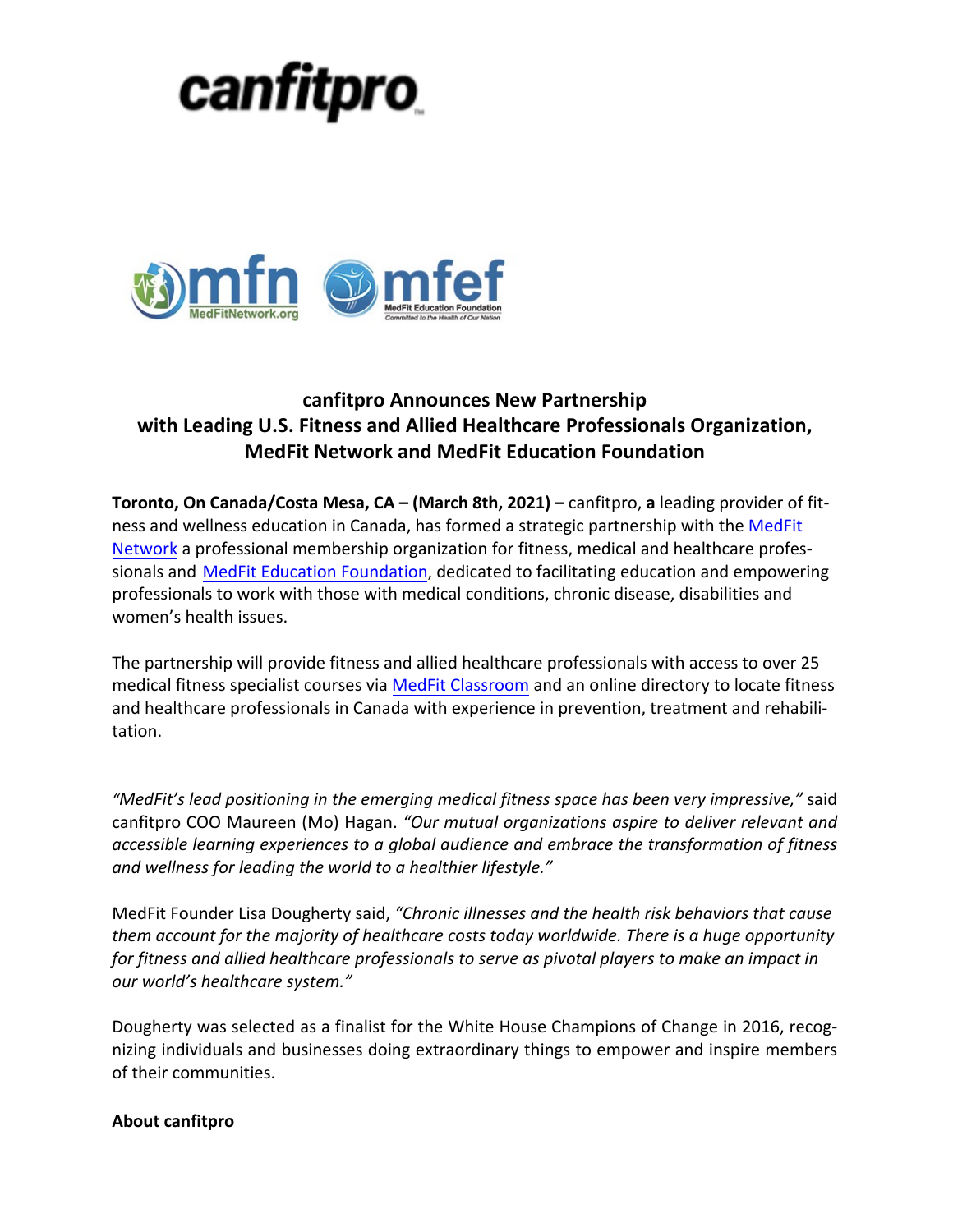canfitpro

mfn MedFitNetwork.org

mfef MedFit Education Foundation Committed to the Health of Our Nation

## canfitpro Announces New Partnership with Leading U.S. Fitness and Allied Healthcare Professionals Organization, MedFit Network and MedFit Education Foundation

**Toronto, On Canada/Costa Mesa, CA – (March 8th, 2021) –** canfitpro, **a** leading provider of fitness and wellness education in Canada, has formed a strategic partnership with the MedFit Network a professional membership organization for fitness, medical and healthcare professionals and MedFit Education Foundation, dedicated to facilitating education and empowering professionals to work with those with medical conditions, chronic disease, disabilities and women's health issues.

The partnership will provide fitness and allied healthcare professionals with access to over 25 medical fitness specialist courses via MedFit Classroom and an online directory to locate fitness and healthcare professionals in Canada with experience in prevention, treatment and rehabilitation.

*"MedFit's lead positioning in the emerging medical fitness space has been very impressive,"* said canfitpro COO Maureen (Mo) Hagan. *"Our mutual organizations aspire to deliver relevant and accessible learning experiences to a global audience and embrace the transformation of fitness and wellness for leading the world to a healthier lifestyle."*

MedFit Founder Lisa Dougherty said, *"Chronic illnesses and the health risk behaviors that cause them account for the majority of healthcare costs today worldwide. There is a huge opportunity for fitness and allied healthcare professionals to serve as pivotal players to make an impact in our world's healthcare system."*

Dougherty was selected as a finalist for the White House Champions of Change in 2016, recognizing individuals and businesses doing extraordinary things to empower and inspire members of their communities.

**About canfitpro**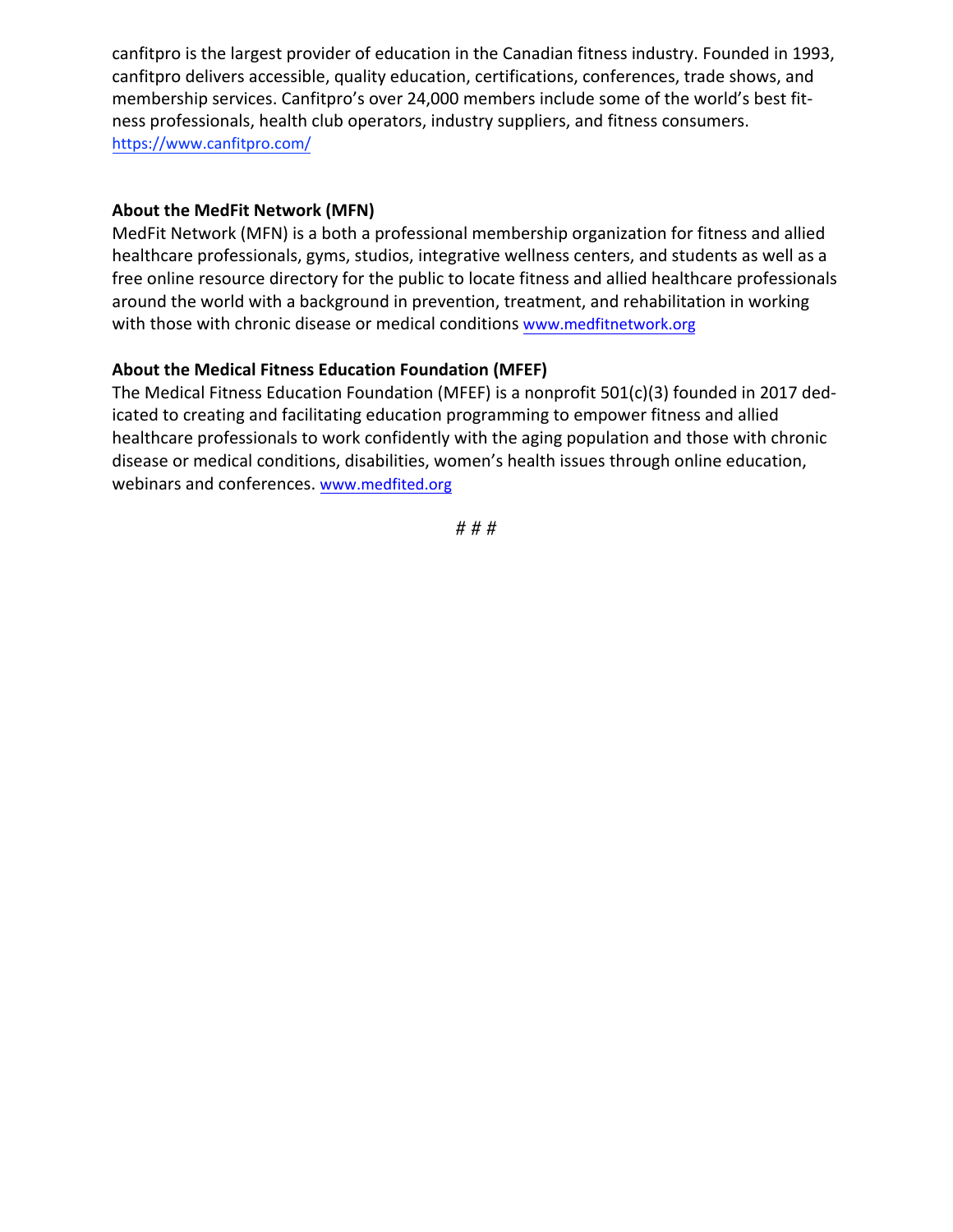canfitpro is the largest provider of education in the Canadian fitness industry. Founded in 1993, canfitpro delivers accessible, quality education, certifications, conferences, trade shows, and membership services. Canfitpro's over 24,000 members include some of the world's best fitness professionals, health club operators, industry suppliers, and fitness consumers. https://www.canfitpro.com/

**About the MedFit Network (MFN)**

MedFit Network (MFN) is a both a professional membership organization for fitness and allied healthcare professionals, gyms, studios, integrative wellness centers, and students as well as a free online resource directory for the public to locate fitness and allied healthcare professionals around the world with a background in prevention, treatment, and rehabilitation in working with those with chronic disease or medical conditions www.medfitnetwork.org

**About the Medical Fitness Education Foundation (MFEF)**

The Medical Fitness Education Foundation (MFEF) is a nonprofit 501(c)(3) founded in 2017 dedicated to creating and facilitating education programming to empower fitness and allied healthcare professionals to work confidently with the aging population and those with chronic disease or medical conditions, disabilities, women's health issues through online education, webinars and conferences. www.medfited.org

# # #